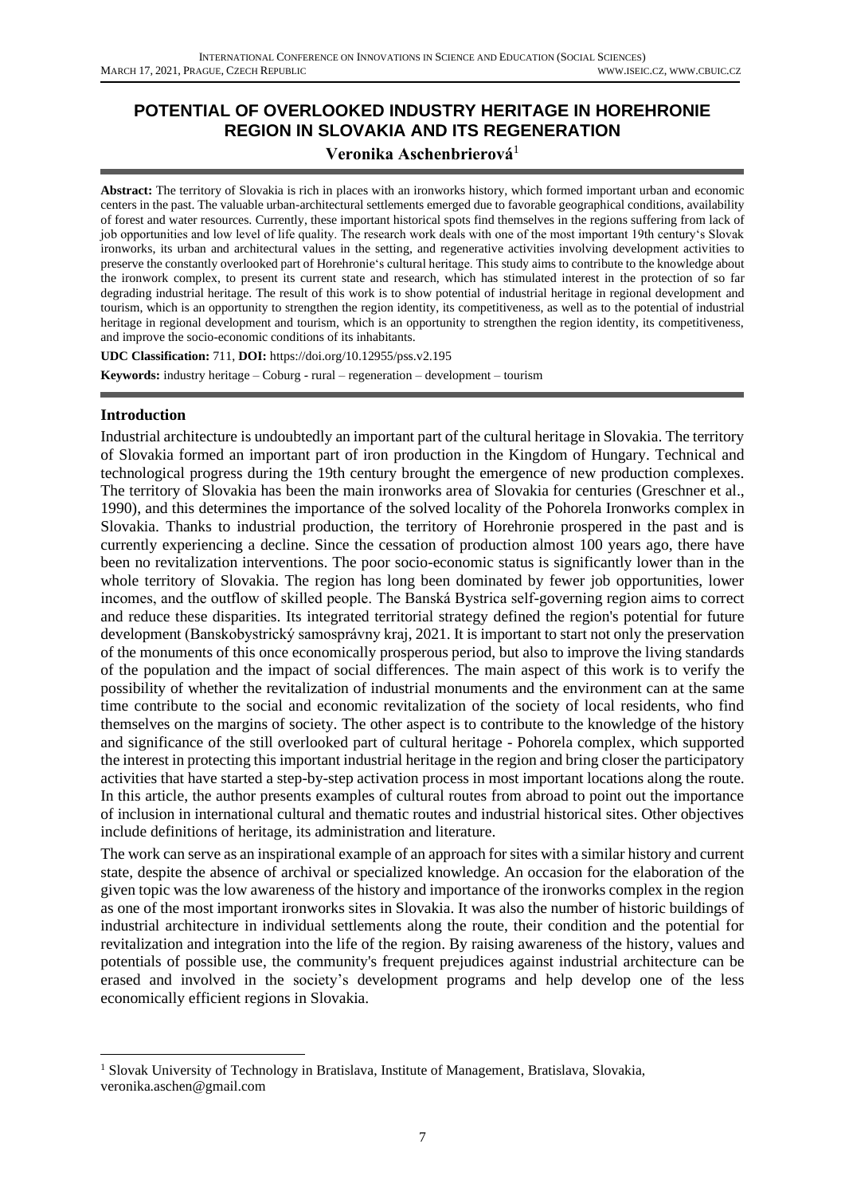# POTENTIAL OF OVERLOOKED INDUSTRY HERITAGE IN HOREHRONIE REGION IN SLOVAKIA AND ITS REGENERATION

**Veronika Aschenbrierová**[1]

**Abstract:** The territory of Slovakia is rich in places with an ironworks history, which formed important urban and economic centers in the past. The valuable urban-architectural settlements emerged due to favorable geographical conditions, availability of forest and water resources. Currently, these important historical spots find themselves in the regions suffering from lack of job opportunities and low level of life quality. The research work deals with one of the most important 19th century's Slovak ironworks, its urban and architectural values in the setting, and regenerative activities involving development activities to preserve the constantly overlooked part of Horehronie's cultural heritage. This study aims to contribute to the knowledge about the ironwork complex, to present its current state and research, which has stimulated interest in the protection of so far degrading industrial heritage. The result of this work is to show potential of industrial heritage in regional development and tourism, which is an opportunity to strengthen the region identity, its competitiveness, as well as to the potential of industrial heritage in regional development and tourism, which is an opportunity to strengthen the region identity, its competitiveness, and improve the socio-economic conditions of its inhabitants.

**UDC Classification:** 711, **DOI:** https://doi.org/10.12955/pss.v2.195

**Keywords:** industry heritage – Coburg - rural – regeneration – development – tourism

## Introduction

Industrial architecture is undoubtedly an important part of the cultural heritage in Slovakia. The territory of Slovakia formed an important part of iron production in the Kingdom of Hungary. Technical and technological progress during the 19th century brought the emergence of new production complexes. The territory of Slovakia has been the main ironworks area of Slovakia for centuries (Greschner et al., 1990), and this determines the importance of the solved locality of the Pohorela Ironworks complex in Slovakia. Thanks to industrial production, the territory of Horehronie prospered in the past and is currently experiencing a decline. Since the cessation of production almost 100 years ago, there have been no revitalization interventions. The poor socio-economic status is significantly lower than in the whole territory of Slovakia. The region has long been dominated by fewer job opportunities, lower incomes, and the outflow of skilled people. The Banská Bystrica self-governing region aims to correct and reduce these disparities. Its integrated territorial strategy defined the region's potential for future development (Banskobystrický samosprávny kraj, 2021. It is important to start not only the preservation of the monuments of this once economically prosperous period, but also to improve the living standards of the population and the impact of social differences. The main aspect of this work is to verify the possibility of whether the revitalization of industrial monuments and the environment can at the same time contribute to the social and economic revitalization of the society of local residents, who find themselves on the margins of society. The other aspect is to contribute to the knowledge of the history and significance of the still overlooked part of cultural heritage - Pohorela complex, which supported the interest in protecting this important industrial heritage in the region and bring closer the participatory activities that have started a step-by-step activation process in most important locations along the route. In this article, the author presents examples of cultural routes from abroad to point out the importance of inclusion in international cultural and thematic routes and industrial historical sites. Other objectives include definitions of heritage, its administration and literature.

The work can serve as an inspirational example of an approach for sites with a similar history and current state, despite the absence of archival or specialized knowledge. An occasion for the elaboration of the given topic was the low awareness of the history and importance of the ironworks complex in the region as one of the most important ironworks sites in Slovakia. It was also the number of historic buildings of industrial architecture in individual settlements along the route, their condition and the potential for revitalization and integration into the life of the region. By raising awareness of the history, values and potentials of possible use, the community's frequent prejudices against industrial architecture can be erased and involved in the society's development programs and help develop one of the less economically efficient regions in Slovakia.

---

[1] Slovak University of Technology in Bratislava, Institute of Management, Bratislava, Slovakia, veronika.aschen@gmail.com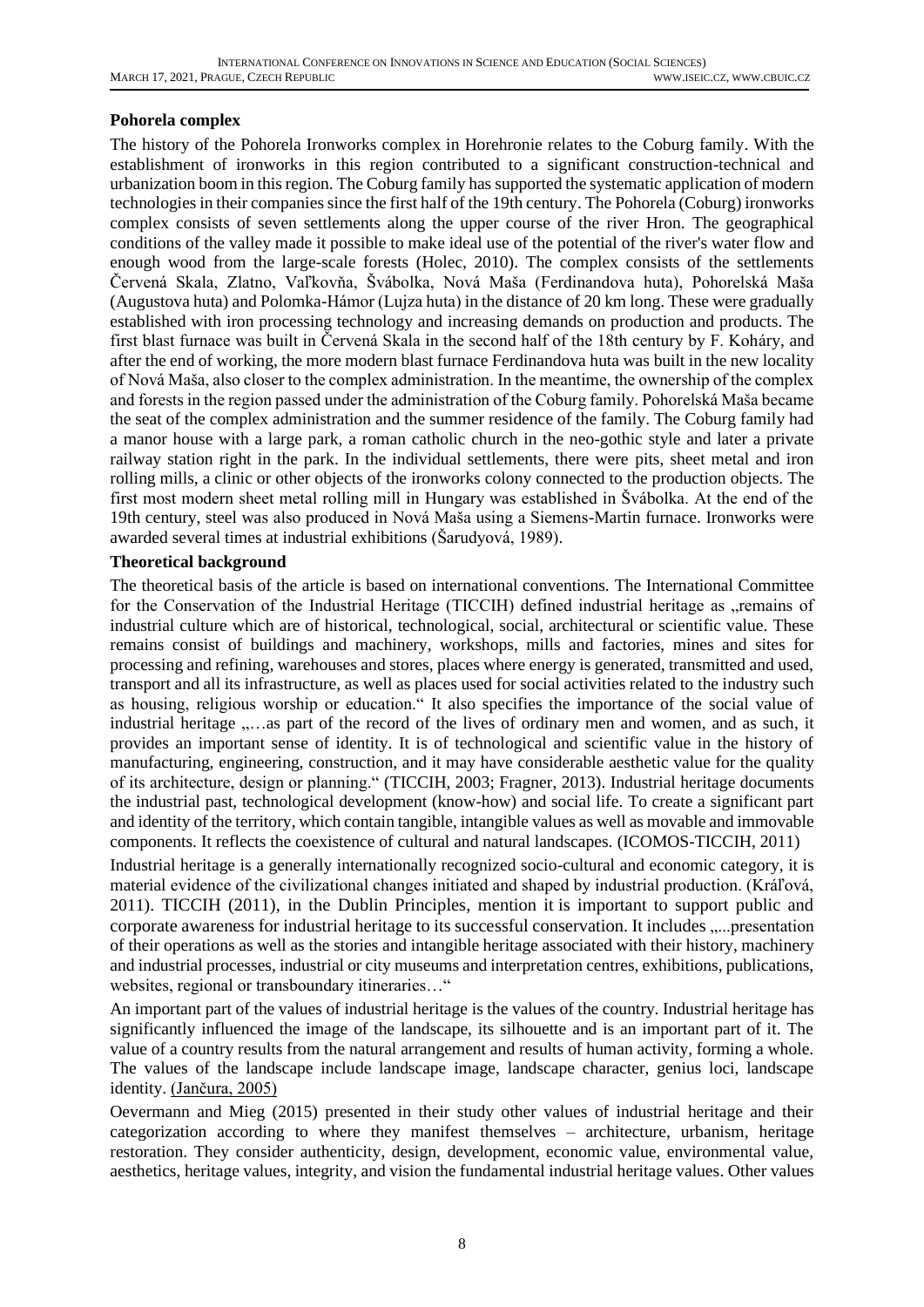**Pohorela complex**

The history of the Pohorela Ironworks complex in Horehronie relates to the Coburg family. With the establishment of ironworks in this region contributed to a significant construction-technical and urbanization boom in this region. The Coburg family has supported the systematic application of modern technologies in their companies since the first half of the 19th century. The Pohorela (Coburg) ironworks complex consists of seven settlements along the upper course of the river Hron. The geographical conditions of the valley made it possible to make ideal use of the potential of the river's water flow and enough wood from the large-scale forests (Holec, 2010). The complex consists of the settlements Červená Skala, Zlatno, Vaľkovňa, Švábolka, Nová Maša (Ferdinandova huta), Pohorelská Maša (Augustova huta) and Polomka-Hámor (Lujza huta) in the distance of 20 km long. These were gradually established with iron processing technology and increasing demands on production and products. The first blast furnace was built in Červená Skala in the second half of the 18th century by F. Koháry, and after the end of working, the more modern blast furnace Ferdinandova huta was built in the new locality of Nová Maša, also closer to the complex administration. In the meantime, the ownership of the complex and forests in the region passed under the administration of the Coburg family. Pohorelská Maša became the seat of the complex administration and the summer residence of the family. The Coburg family had a manor house with a large park, a roman catholic church in the neo-gothic style and later a private railway station right in the park. In the individual settlements, there were pits, sheet metal and iron rolling mills, a clinic or other objects of the ironworks colony connected to the production objects. The first most modern sheet metal rolling mill in Hungary was established in Švábolka. At the end of the 19th century, steel was also produced in Nová Maša using a Siemens-Martin furnace. Ironworks were awarded several times at industrial exhibitions (Šarudyová, 1989).

**Theoretical background**

The theoretical basis of the article is based on international conventions. The International Committee for the Conservation of the Industrial Heritage (TICCIH) defined industrial heritage as „remains of industrial culture which are of historical, technological, social, architectural or scientific value. These remains consist of buildings and machinery, workshops, mills and factories, mines and sites for processing and refining, warehouses and stores, places where energy is generated, transmitted and used, transport and all its infrastructure, as well as places used for social activities related to the industry such as housing, religious worship or education." It also specifies the importance of the social value of industrial heritage „…as part of the record of the lives of ordinary men and women, and as such, it provides an important sense of identity. It is of technological and scientific value in the history of manufacturing, engineering, construction, and it may have considerable aesthetic value for the quality of its architecture, design or planning." (TICCIH, 2003; Fragner, 2013). Industrial heritage documents the industrial past, technological development (know-how) and social life. To create a significant part and identity of the territory, which contain tangible, intangible values as well as movable and immovable components. It reflects the coexistence of cultural and natural landscapes. (ICOMOS-TICCIH, 2011)

Industrial heritage is a generally internationally recognized socio-cultural and economic category, it is material evidence of the civilizational changes initiated and shaped by industrial production. (Kráľová, 2011). TICCIH (2011), in the Dublin Principles, mention it is important to support public and corporate awareness for industrial heritage to its successful conservation. It includes „...presentation of their operations as well as the stories and intangible heritage associated with their history, machinery and industrial processes, industrial or city museums and interpretation centres, exhibitions, publications, websites, regional or transboundary itineraries…"

An important part of the values of industrial heritage is the values of the country. Industrial heritage has significantly influenced the image of the landscape, its silhouette and is an important part of it. The value of a country results from the natural arrangement and results of human activity, forming a whole. The values of the landscape include landscape image, landscape character, genius loci, landscape identity. (Jančura, 2005)

Oevermann and Mieg (2015) presented in their study other values of industrial heritage and their categorization according to where they manifest themselves – architecture, urbanism, heritage restoration. They consider authenticity, design, development, economic value, environmental value, aesthetics, heritage values, integrity, and vision the fundamental industrial heritage values. Other values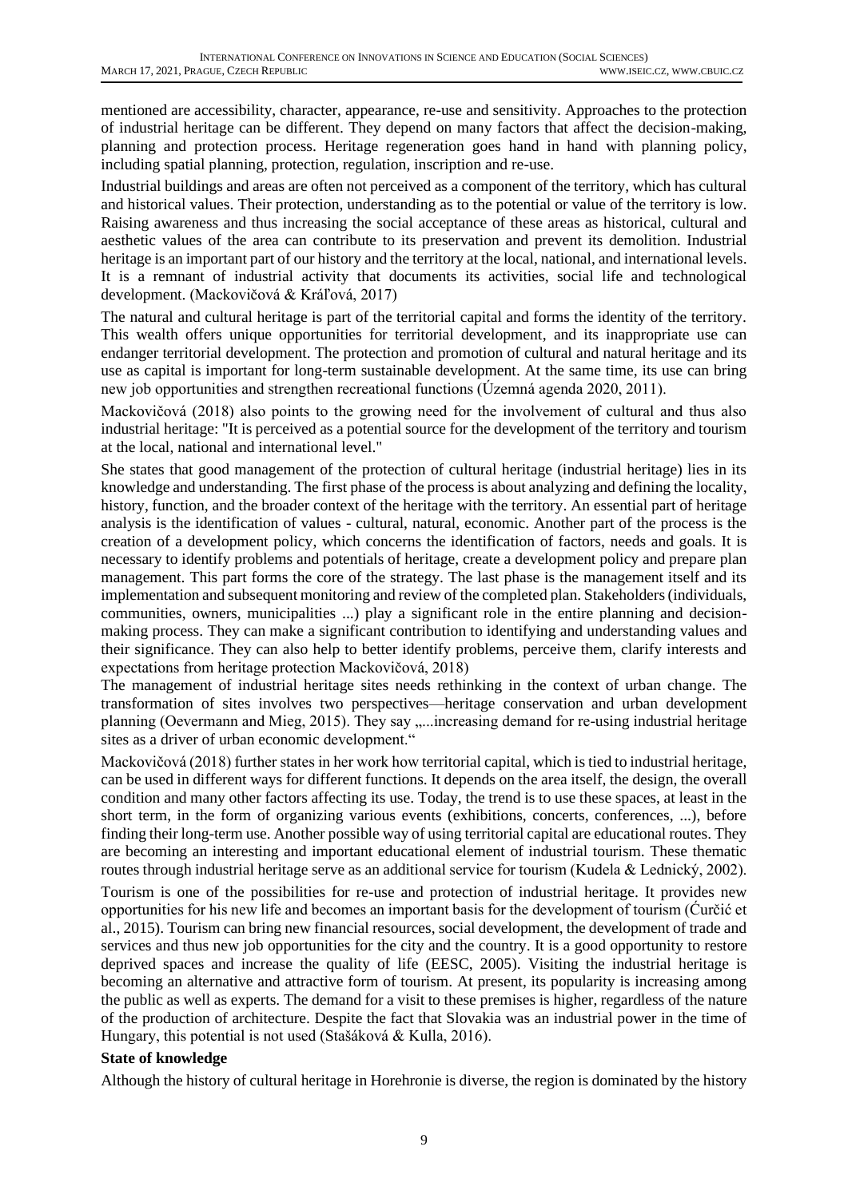mentioned are accessibility, character, appearance, re-use and sensitivity. Approaches to the protection of industrial heritage can be different. They depend on many factors that affect the decision-making, planning and protection process. Heritage regeneration goes hand in hand with planning policy, including spatial planning, protection, regulation, inscription and re-use.

Industrial buildings and areas are often not perceived as a component of the territory, which has cultural and historical values. Their protection, understanding as to the potential or value of the territory is low. Raising awareness and thus increasing the social acceptance of these areas as historical, cultural and aesthetic values of the area can contribute to its preservation and prevent its demolition. Industrial heritage is an important part of our history and the territory at the local, national, and international levels. It is a remnant of industrial activity that documents its activities, social life and technological development. (Mackovičová & Kráľová, 2017)

The natural and cultural heritage is part of the territorial capital and forms the identity of the territory. This wealth offers unique opportunities for territorial development, and its inappropriate use can endanger territorial development. The protection and promotion of cultural and natural heritage and its use as capital is important for long-term sustainable development. At the same time, its use can bring new job opportunities and strengthen recreational functions (Územná agenda 2020, 2011).

Mackovičová (2018) also points to the growing need for the involvement of cultural and thus also industrial heritage: "It is perceived as a potential source for the development of the territory and tourism at the local, national and international level."

She states that good management of the protection of cultural heritage (industrial heritage) lies in its knowledge and understanding. The first phase of the process is about analyzing and defining the locality, history, function, and the broader context of the heritage with the territory. An essential part of heritage analysis is the identification of values - cultural, natural, economic. Another part of the process is the creation of a development policy, which concerns the identification of factors, needs and goals. It is necessary to identify problems and potentials of heritage, create a development policy and prepare plan management. This part forms the core of the strategy. The last phase is the management itself and its implementation and subsequent monitoring and review of the completed plan. Stakeholders (individuals, communities, owners, municipalities ...) play a significant role in the entire planning and decision-making process. They can make a significant contribution to identifying and understanding values and their significance. They can also help to better identify problems, perceive them, clarify interests and expectations from heritage protection Mackovičová, 2018)

The management of industrial heritage sites needs rethinking in the context of urban change. The transformation of sites involves two perspectives—heritage conservation and urban development planning (Oevermann and Mieg, 2015). They say „...increasing demand for re-using industrial heritage sites as a driver of urban economic development."

Mackovičová (2018) further states in her work how territorial capital, which is tied to industrial heritage, can be used in different ways for different functions. It depends on the area itself, the design, the overall condition and many other factors affecting its use. Today, the trend is to use these spaces, at least in the short term, in the form of organizing various events (exhibitions, concerts, conferences, ...), before finding their long-term use. Another possible way of using territorial capital are educational routes. They are becoming an interesting and important educational element of industrial tourism. These thematic routes through industrial heritage serve as an additional service for tourism (Kudela & Lednický, 2002).

Tourism is one of the possibilities for re-use and protection of industrial heritage. It provides new opportunities for his new life and becomes an important basis for the development of tourism (Ćurčić et al., 2015). Tourism can bring new financial resources, social development, the development of trade and services and thus new job opportunities for the city and the country. It is a good opportunity to restore deprived spaces and increase the quality of life (EESC, 2005). Visiting the industrial heritage is becoming an alternative and attractive form of tourism. At present, its popularity is increasing among the public as well as experts. The demand for a visit to these premises is higher, regardless of the nature of the production of architecture. Despite the fact that Slovakia was an industrial power in the time of Hungary, this potential is not used (Stašáková & Kulla, 2016).

**State of knowledge**

Although the history of cultural heritage in Horehronie is diverse, the region is dominated by the history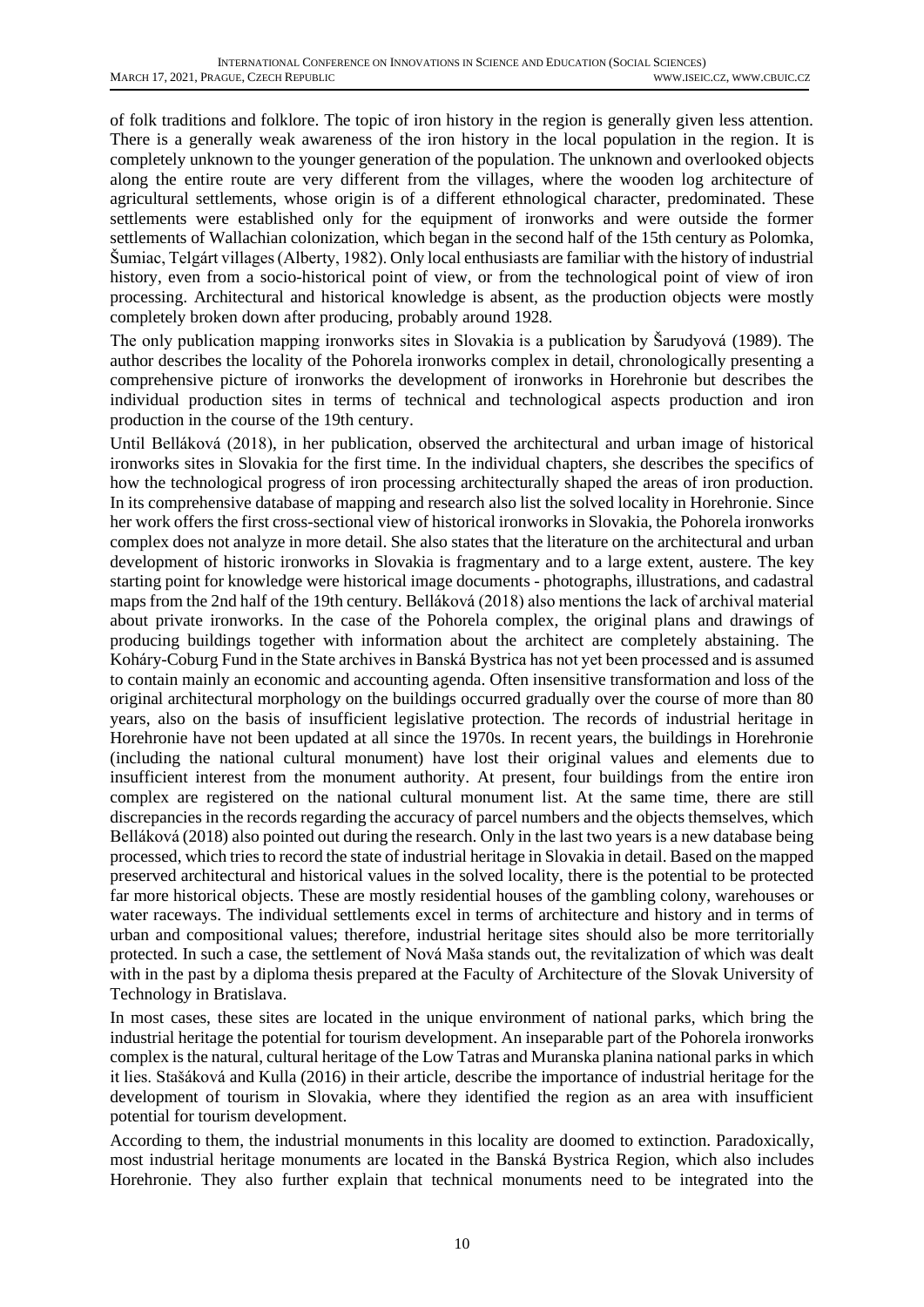of folk traditions and folklore. The topic of iron history in the region is generally given less attention. There is a generally weak awareness of the iron history in the local population in the region. It is completely unknown to the younger generation of the population. The unknown and overlooked objects along the entire route are very different from the villages, where the wooden log architecture of agricultural settlements, whose origin is of a different ethnological character, predominated. These settlements were established only for the equipment of ironworks and were outside the former settlements of Wallachian colonization, which began in the second half of the 15th century as Polomka, Šumiac, Telgárt villages (Alberty, 1982). Only local enthusiasts are familiar with the history of industrial history, even from a socio-historical point of view, or from the technological point of view of iron processing. Architectural and historical knowledge is absent, as the production objects were mostly completely broken down after producing, probably around 1928.

The only publication mapping ironworks sites in Slovakia is a publication by Šarudyová (1989). The author describes the locality of the Pohorela ironworks complex in detail, chronologically presenting a comprehensive picture of ironworks the development of ironworks in Horehronie but describes the individual production sites in terms of technical and technological aspects production and iron production in the course of the 19th century.

Until Belláková (2018), in her publication, observed the architectural and urban image of historical ironworks sites in Slovakia for the first time. In the individual chapters, she describes the specifics of how the technological progress of iron processing architecturally shaped the areas of iron production. In its comprehensive database of mapping and research also list the solved locality in Horehronie. Since her work offers the first cross-sectional view of historical ironworks in Slovakia, the Pohorela ironworks complex does not analyze in more detail. She also states that the literature on the architectural and urban development of historic ironworks in Slovakia is fragmentary and to a large extent, austere. The key starting point for knowledge were historical image documents - photographs, illustrations, and cadastral maps from the 2nd half of the 19th century. Belláková (2018) also mentions the lack of archival material about private ironworks. In the case of the Pohorela complex, the original plans and drawings of producing buildings together with information about the architect are completely abstaining. The Koháry-Coburg Fund in the State archives in Banská Bystrica has not yet been processed and is assumed to contain mainly an economic and accounting agenda. Often insensitive transformation and loss of the original architectural morphology on the buildings occurred gradually over the course of more than 80 years, also on the basis of insufficient legislative protection. The records of industrial heritage in Horehronie have not been updated at all since the 1970s. In recent years, the buildings in Horehronie (including the national cultural monument) have lost their original values and elements due to insufficient interest from the monument authority. At present, four buildings from the entire iron complex are registered on the national cultural monument list. At the same time, there are still discrepancies in the records regarding the accuracy of parcel numbers and the objects themselves, which Belláková (2018) also pointed out during the research. Only in the last two years is a new database being processed, which tries to record the state of industrial heritage in Slovakia in detail. Based on the mapped preserved architectural and historical values in the solved locality, there is the potential to be protected far more historical objects. These are mostly residential houses of the gambling colony, warehouses or water raceways. The individual settlements excel in terms of architecture and history and in terms of urban and compositional values; therefore, industrial heritage sites should also be more territorially protected. In such a case, the settlement of Nová Maša stands out, the revitalization of which was dealt with in the past by a diploma thesis prepared at the Faculty of Architecture of the Slovak University of Technology in Bratislava.

In most cases, these sites are located in the unique environment of national parks, which bring the industrial heritage the potential for tourism development. An inseparable part of the Pohorela ironworks complex is the natural, cultural heritage of the Low Tatras and Muranska planina national parks in which it lies. Stašáková and Kulla (2016) in their article, describe the importance of industrial heritage for the development of tourism in Slovakia, where they identified the region as an area with insufficient potential for tourism development.

According to them, the industrial monuments in this locality are doomed to extinction. Paradoxically, most industrial heritage monuments are located in the Banská Bystrica Region, which also includes Horehronie. They also further explain that technical monuments need to be integrated into the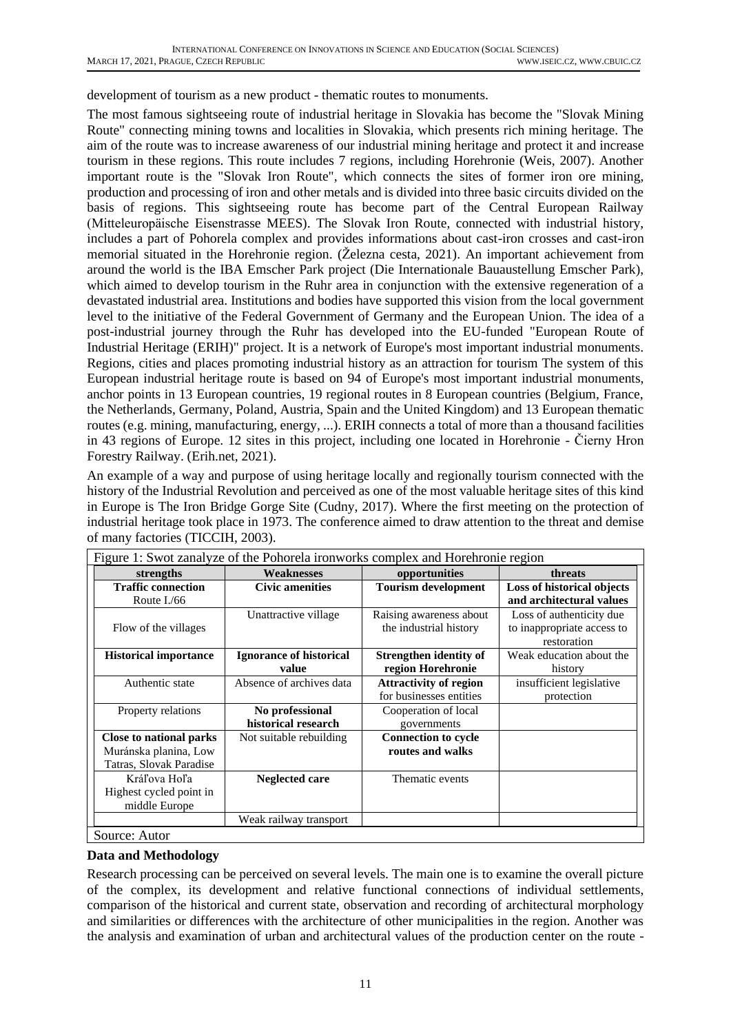development of tourism as a new product - thematic routes to monuments.

The most famous sightseeing route of industrial heritage in Slovakia has become the "Slovak Mining Route" connecting mining towns and localities in Slovakia, which presents rich mining heritage. The aim of the route was to increase awareness of our industrial mining heritage and protect it and increase tourism in these regions. This route includes 7 regions, including Horehronie (Weis, 2007). Another important route is the "Slovak Iron Route", which connects the sites of former iron ore mining, production and processing of iron and other metals and is divided into three basic circuits divided on the basis of regions. This sightseeing route has become part of the Central European Railway (Mitteleuropäische Eisenstrasse MEES). The Slovak Iron Route, connected with industrial history, includes a part of Pohorela complex and provides informations about cast-iron crosses and cast-iron memorial situated in the Horehronie region. (Železna cesta, 2021). An important achievement from around the world is the IBA Emscher Park project (Die Internationale Bauaustellung Emscher Park), which aimed to develop tourism in the Ruhr area in conjunction with the extensive regeneration of a devastated industrial area. Institutions and bodies have supported this vision from the local government level to the initiative of the Federal Government of Germany and the European Union. The idea of a post-industrial journey through the Ruhr has developed into the EU-funded "European Route of Industrial Heritage (ERIH)" project. It is a network of Europe's most important industrial monuments. Regions, cities and places promoting industrial history as an attraction for tourism The system of this European industrial heritage route is based on 94 of Europe's most important industrial monuments, anchor points in 13 European countries, 19 regional routes in 8 European countries (Belgium, France, the Netherlands, Germany, Poland, Austria, Spain and the United Kingdom) and 13 European thematic routes (e.g. mining, manufacturing, energy, ...). ERIH connects a total of more than a thousand facilities in 43 regions of Europe. 12 sites in this project, including one located in Horehronie - Čierny Hron Forestry Railway. (Erih.net, 2021).

An example of a way and purpose of using heritage locally and regionally tourism connected with the history of the Industrial Revolution and perceived as one of the most valuable heritage sites of this kind in Europe is The Iron Bridge Gorge Site (Cudny, 2017). Where the first meeting on the protection of industrial heritage took place in 1973. The conference aimed to draw attention to the threat and demise of many factories (TICCIH, 2003).

Figure 1: Swot zanalyze of the Pohorela ironworks complex and Horehronie region

| strengths | Weaknesses | opportunities | threats |
|---|---|---|---|
| **Traffic connection** Route I./66 | **Civic amenities** | **Tourism development** | **Loss of historical objects and architectural values** |
| Flow of the villages | Unattractive village | Raising awareness about the industrial history | Loss of authenticity due to inappropriate access to restoration |
| **Historical importance** | **Ignorance of historical value** | **Strengthen identity of region Horehronie** | Weak education about the history |
| Authentic state | Absence of archives data | **Attractivity of region** for businesses entities | insufficient legislative protection |
| Property relations | **No professional historical research** | Cooperation of local governments | |
| **Close to national parks** Muránska planina, Low Tatras, Slovak Paradise | Not suitable rebuilding | **Connection to cycle routes and walks** | |
| Kráľova Hoľa Highest cycled point in middle Europe | **Neglected care** | Thematic events | |
| | Weak railway transport | | |

Source: Autor

**Data and Methodology**

Research processing can be perceived on several levels. The main one is to examine the overall picture of the complex, its development and relative functional connections of individual settlements, comparison of the historical and current state, observation and recording of architectural morphology and similarities or differences with the architecture of other municipalities in the region. Another was the analysis and examination of urban and architectural values of the production center on the route -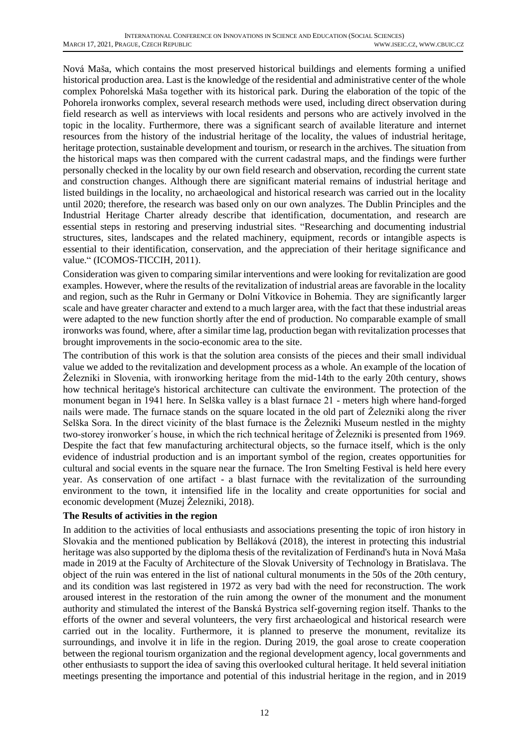Nová Maša, which contains the most preserved historical buildings and elements forming a unified historical production area. Last is the knowledge of the residential and administrative center of the whole complex Pohorelská Maša together with its historical park. During the elaboration of the topic of the Pohorela ironworks complex, several research methods were used, including direct observation during field research as well as interviews with local residents and persons who are actively involved in the topic in the locality. Furthermore, there was a significant search of available literature and internet resources from the history of the industrial heritage of the locality, the values of industrial heritage, heritage protection, sustainable development and tourism, or research in the archives. The situation from the historical maps was then compared with the current cadastral maps, and the findings were further personally checked in the locality by our own field research and observation, recording the current state and construction changes. Although there are significant material remains of industrial heritage and listed buildings in the locality, no archaeological and historical research was carried out in the locality until 2020; therefore, the research was based only on our own analyzes. The Dublin Principles and the Industrial Heritage Charter already describe that identification, documentation, and research are essential steps in restoring and preserving industrial sites. "Researching and documenting industrial structures, sites, landscapes and the related machinery, equipment, records or intangible aspects is essential to their identification, conservation, and the appreciation of their heritage significance and value." (ICOMOS-TICCIH, 2011).

Consideration was given to comparing similar interventions and were looking for revitalization are good examples. However, where the results of the revitalization of industrial areas are favorable in the locality and region, such as the Ruhr in Germany or Dolní Vítkovice in Bohemia. They are significantly larger scale and have greater character and extend to a much larger area, with the fact that these industrial areas were adapted to the new function shortly after the end of production. No comparable example of small ironworks was found, where, after a similar time lag, production began with revitalization processes that brought improvements in the socio-economic area to the site.

The contribution of this work is that the solution area consists of the pieces and their small individual value we added to the revitalization and development process as a whole. An example of the location of Železniki in Slovenia, with ironworking heritage from the mid-14th to the early 20th century, shows how technical heritage's historical architecture can cultivate the environment. The protection of the monument began in 1941 here. In Selška valley is a blast furnace 21 - meters high where hand-forged nails were made. The furnace stands on the square located in the old part of Železniki along the river Selška Sora. In the direct vicinity of the blast furnace is the Železniki Museum nestled in the mighty two-storey ironworker´s house, in which the rich technical heritage of Železniki is presented from 1969. Despite the fact that few manufacturing architectural objects, so the furnace itself, which is the only evidence of industrial production and is an important symbol of the region, creates opportunities for cultural and social events in the square near the furnace. The Iron Smelting Festival is held here every year. As conservation of one artifact - a blast furnace with the revitalization of the surrounding environment to the town, it intensified life in the locality and create opportunities for social and economic development (Muzej Železniki, 2018).

**The Results of activities in the region**

In addition to the activities of local enthusiasts and associations presenting the topic of iron history in Slovakia and the mentioned publication by Belláková (2018), the interest in protecting this industrial heritage was also supported by the diploma thesis of the revitalization of Ferdinand's huta in Nová Maša made in 2019 at the Faculty of Architecture of the Slovak University of Technology in Bratislava. The object of the ruin was entered in the list of national cultural monuments in the 50s of the 20th century, and its condition was last registered in 1972 as very bad with the need for reconstruction. The work aroused interest in the restoration of the ruin among the owner of the monument and the monument authority and stimulated the interest of the Banská Bystrica self-governing region itself. Thanks to the efforts of the owner and several volunteers, the very first archaeological and historical research were carried out in the locality. Furthermore, it is planned to preserve the monument, revitalize its surroundings, and involve it in life in the region. During 2019, the goal arose to create cooperation between the regional tourism organization and the regional development agency, local governments and other enthusiasts to support the idea of saving this overlooked cultural heritage. It held several initiation meetings presenting the importance and potential of this industrial heritage in the region, and in 2019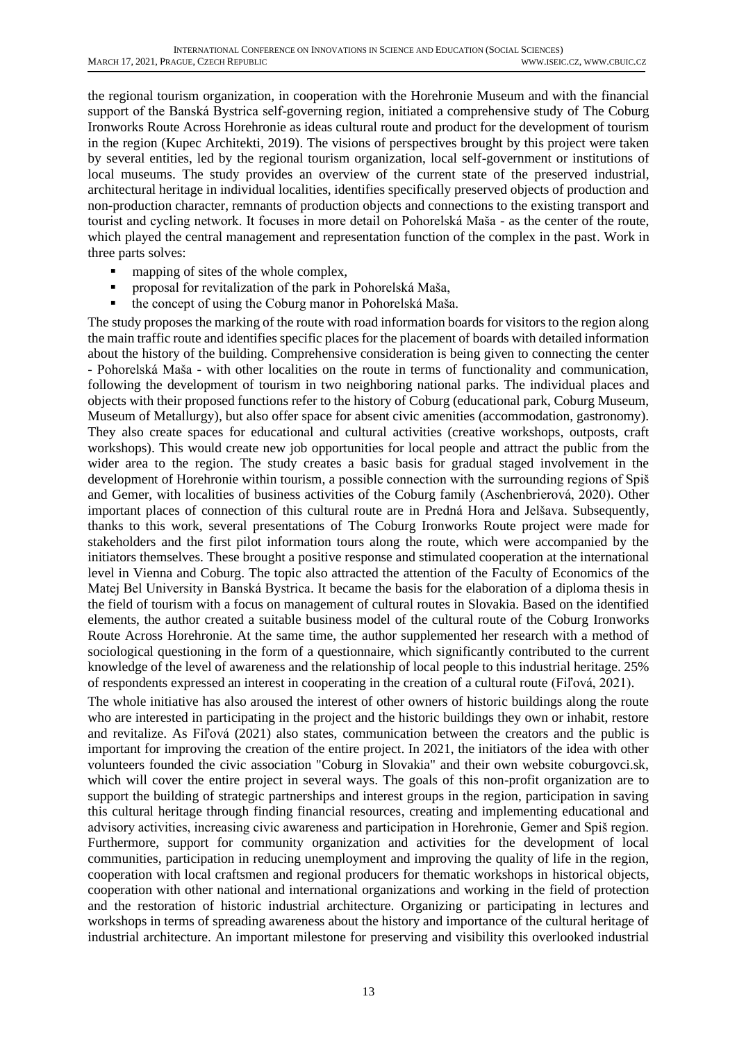the regional tourism organization, in cooperation with the Horehronie Museum and with the financial support of the Banská Bystrica self-governing region, initiated a comprehensive study of The Coburg Ironworks Route Across Horehronie as ideas cultural route and product for the development of tourism in the region (Kupec Architekti, 2019). The visions of perspectives brought by this project were taken by several entities, led by the regional tourism organization, local self-government or institutions of local museums. The study provides an overview of the current state of the preserved industrial, architectural heritage in individual localities, identifies specifically preserved objects of production and non-production character, remnants of production objects and connections to the existing transport and tourist and cycling network. It focuses in more detail on Pohorelská Maša - as the center of the route, which played the central management and representation function of the complex in the past. Work in three parts solves:

- mapping of sites of the whole complex,
- proposal for revitalization of the park in Pohorelská Maša,
- the concept of using the Coburg manor in Pohorelská Maša.

The study proposes the marking of the route with road information boards for visitors to the region along the main traffic route and identifies specific places for the placement of boards with detailed information about the history of the building. Comprehensive consideration is being given to connecting the center - Pohorelská Maša - with other localities on the route in terms of functionality and communication, following the development of tourism in two neighboring national parks. The individual places and objects with their proposed functions refer to the history of Coburg (educational park, Coburg Museum, Museum of Metallurgy), but also offer space for absent civic amenities (accommodation, gastronomy). They also create spaces for educational and cultural activities (creative workshops, outposts, craft workshops). This would create new job opportunities for local people and attract the public from the wider area to the region. The study creates a basic basis for gradual staged involvement in the development of Horehronie within tourism, a possible connection with the surrounding regions of Spiš and Gemer, with localities of business activities of the Coburg family (Aschenbrierová, 2020). Other important places of connection of this cultural route are in Predná Hora and Jelšava. Subsequently, thanks to this work, several presentations of The Coburg Ironworks Route project were made for stakeholders and the first pilot information tours along the route, which were accompanied by the initiators themselves. These brought a positive response and stimulated cooperation at the international level in Vienna and Coburg. The topic also attracted the attention of the Faculty of Economics of the Matej Bel University in Banská Bystrica. It became the basis for the elaboration of a diploma thesis in the field of tourism with a focus on management of cultural routes in Slovakia. Based on the identified elements, the author created a suitable business model of the cultural route of the Coburg Ironworks Route Across Horehronie. At the same time, the author supplemented her research with a method of sociological questioning in the form of a questionnaire, which significantly contributed to the current knowledge of the level of awareness and the relationship of local people to this industrial heritage. 25% of respondents expressed an interest in cooperating in the creation of a cultural route (Fiľová, 2021).

The whole initiative has also aroused the interest of other owners of historic buildings along the route who are interested in participating in the project and the historic buildings they own or inhabit, restore and revitalize. As Fiľová (2021) also states, communication between the creators and the public is important for improving the creation of the entire project. In 2021, the initiators of the idea with other volunteers founded the civic association "Coburg in Slovakia" and their own website coburgovci.sk, which will cover the entire project in several ways. The goals of this non-profit organization are to support the building of strategic partnerships and interest groups in the region, participation in saving this cultural heritage through finding financial resources, creating and implementing educational and advisory activities, increasing civic awareness and participation in Horehronie, Gemer and Spiš region. Furthermore, support for community organization and activities for the development of local communities, participation in reducing unemployment and improving the quality of life in the region, cooperation with local craftsmen and regional producers for thematic workshops in historical objects, cooperation with other national and international organizations and working in the field of protection and the restoration of historic industrial architecture. Organizing or participating in lectures and workshops in terms of spreading awareness about the history and importance of the cultural heritage of industrial architecture. An important milestone for preserving and visibility this overlooked industrial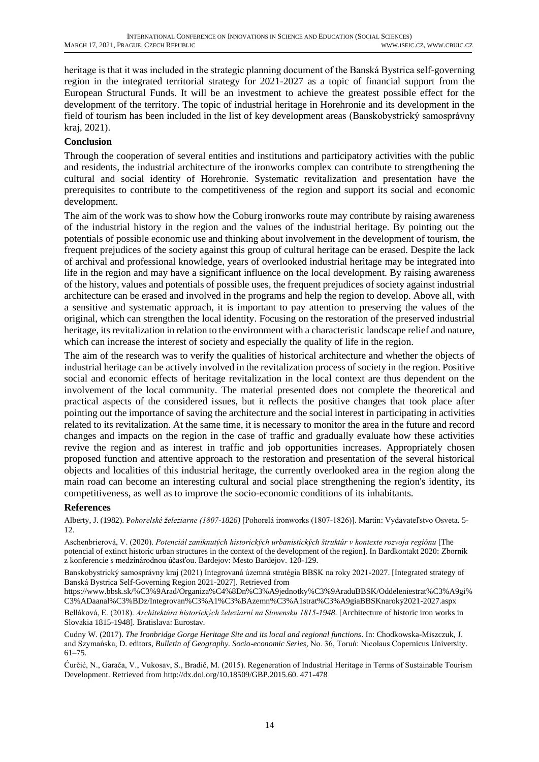heritage is that it was included in the strategic planning document of the Banská Bystrica self-governing region in the integrated territorial strategy for 2021-2027 as a topic of financial support from the European Structural Funds. It will be an investment to achieve the greatest possible effect for the development of the territory. The topic of industrial heritage in Horehronie and its development in the field of tourism has been included in the list of key development areas (Banskobystrický samosprávny kraj, 2021).

## Conclusion

Through the cooperation of several entities and institutions and participatory activities with the public and residents, the industrial architecture of the ironworks complex can contribute to strengthening the cultural and social identity of Horehronie. Systematic revitalization and presentation have the prerequisites to contribute to the competitiveness of the region and support its social and economic development.

The aim of the work was to show how the Coburg ironworks route may contribute by raising awareness of the industrial history in the region and the values of the industrial heritage. By pointing out the potentials of possible economic use and thinking about involvement in the development of tourism, the frequent prejudices of the society against this group of cultural heritage can be erased. Despite the lack of archival and professional knowledge, years of overlooked industrial heritage may be integrated into life in the region and may have a significant influence on the local development. By raising awareness of the history, values and potentials of possible uses, the frequent prejudices of society against industrial architecture can be erased and involved in the programs and help the region to develop. Above all, with a sensitive and systematic approach, it is important to pay attention to preserving the values of the original, which can strengthen the local identity. Focusing on the restoration of the preserved industrial heritage, its revitalization in relation to the environment with a characteristic landscape relief and nature, which can increase the interest of society and especially the quality of life in the region.

The aim of the research was to verify the qualities of historical architecture and whether the objects of industrial heritage can be actively involved in the revitalization process of society in the region. Positive social and economic effects of heritage revitalization in the local context are thus dependent on the involvement of the local community. The material presented does not complete the theoretical and practical aspects of the considered issues, but it reflects the positive changes that took place after pointing out the importance of saving the architecture and the social interest in participating in activities related to its revitalization. At the same time, it is necessary to monitor the area in the future and record changes and impacts on the region in the case of traffic and gradually evaluate how these activities revive the region and as interest in traffic and job opportunities increases. Appropriately chosen proposed function and attentive approach to the restoration and presentation of the several historical objects and localities of this industrial heritage, the currently overlooked area in the region along the main road can become an interesting cultural and social place strengthening the region's identity, its competitiveness, as well as to improve the socio-economic conditions of its inhabitants.

## References

Alberty, J. (1982). P*ohorelské železiarne (1807-1826)* [Pohorelá ironworks (1807-1826)]. Martin: Vydavateľstvo Osveta. 5-12.

Aschenbrierová, V. (2020). *Potenciál zaniknutých historických urbanistických štruktúr v kontexte rozvoja regiónu* [The potencial of extinct historic urban structures in the context of the development of the region]. In Bardkontakt 2020: Zborník z konferencie s medzinárodnou účasťou. Bardejov: Mesto Bardejov. 120-129.

Banskobystrický samosprávny kraj (2021) Integrovaná územná stratégia BBSK na roky 2021-2027. [Integrated strategy of Banská Bystrica Self-Governing Region 2021-2027]. Retrieved from https://www.bbsk.sk/%C3%9Arad/Organiza%C4%8Dn%C3%A9jednotky%C3%9AraduBBSK/Oddeleniestrat%C3%A9gi%C3%ADaanal%C3%BDz/Integrovan%C3%A1%C3%BAzemn%C3%A1strat%C3%A9giaBBSKnaroky2021-2027.aspx

Belláková, E. (2018). *Architektúra historických železiarní na Slovensku 1815-1948*. [Architecture of historic iron works in Slovakia 1815-1948]. Bratislava: Eurostav.

Cudny W. (2017). *The Ironbridge Gorge Heritage Site and its local and regional functions*. In: Chodkowska-Miszczuk, J. and Szymańska, D. editors, *Bulletin of Geography. Socio-economic Series,* No. 36, Toruń: Nicolaus Copernicus University. 61–75.

Ćurčić, N., Garača, V., Vukosav, S., Bradič, M. (2015). Regeneration of Industrial Heritage in Terms of Sustainable Tourism Development. Retrieved from http://dx.doi.org/10.18509/GBP.2015.60. 471-478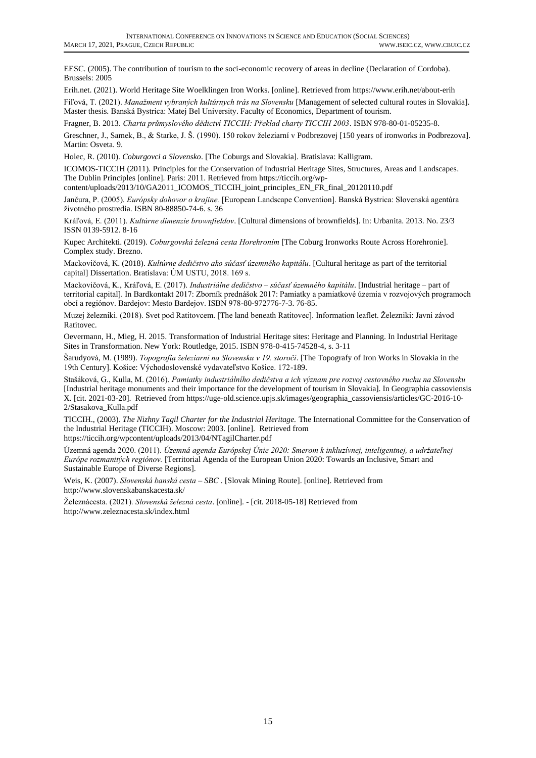EESC. (2005). The contribution of tourism to the soci-economic recovery of areas in decline (Declaration of Cordoba). Brussels: 2005

Erih.net. (2021). World Heritage Site Woelklingen Iron Works. [online]. Retrieved from https://www.erih.net/about-erih

Fiľová, T. (2021). *Manažment vybraných kultúrnych trás na Slovensku* [Management of selected cultural routes in Slovakia]. Master thesis. Banská Bystrica: Matej Bel University. Faculty of Economics, Department of tourism.

Fragner, B. 2013. *Charta průmyslového dědictví TICCIH: Překlad charty TICCIH 2003*. ISBN 978-80-01-05235-8.

Greschner, J., Samek, B., & Starke, J. Š. (1990). 150 rokov železiarní v Podbrezovej [150 years of ironworks in Podbrezova]. Martin: Osveta. 9.

Holec, R. (2010). *Coburgovci a Slovensko*. [The Coburgs and Slovakia]. Bratislava: Kalligram.

ICOMOS-TICCIH (2011). Principles for the Conservation of Industrial Heritage Sites, Structures, Areas and Landscapes. The Dublin Principles [online]. Paris: 2011. Retrieved from https://ticcih.org/wp-content/uploads/2013/10/GA2011_ICOMOS_TICCIH_joint_principles_EN_FR_final_20120110.pdf

Jančura, P. (2005). *Európsky dohovor o krajine.* [European Landscape Convention]. Banská Bystrica: Slovenská agentúra životného prostredia. ISBN 80-88850-74-6. s. 36

Kráľová, E. (2011). *Kultúrne dimenzie brownfieldov*. [Cultural dimensions of brownfields]. In: Urbanita. 2013. No. 23/3 ISSN 0139-5912. 8-16

Kupec Architekti. (2019). *Coburgovská železná cesta Horehroním* [The Coburg Ironworks Route Across Horehronie]. Complex study. Brezno.

Mackovičová, K. (2018). *Kultúrne dedičstvo ako súčasť územného kapitálu*. [Cultural heritage as part of the territorial capital] Dissertation. Bratislava: ÚM USTU, 2018. 169 s.

Mackovičová, K., Kráľová, E. (2017). *Industriálne dedičstvo – súčasť územného kapitálu*. [Industrial heritage – part of territorial capital]. In Bardkontakt 2017: Zborník prednášok 2017: Pamiatky a pamiatkové územia v rozvojových programoch obcí a regiónov. Bardejov: Mesto Bardejov. ISBN 978-80-972776-7-3. 76-85.

Muzej železniki. (2018). Svet pod Ratitovcem. [The land beneath Ratitovec]. Information leaflet. Železniki: Javni závod Ratitovec.

Oevermann, H., Mieg, H. 2015. Transformation of Industrial Heritage sites: Heritage and Planning. In Industrial Heritage Sites in Transformation. New York: Routledge, 2015. ISBN 978-0-415-74528-4, s. 3-11

Šarudyová, M. (1989). *Topografia železiarní na Slovensku v 19. storočí*. [The Topografy of Iron Works in Slovakia in the 19th Century]. Košice: Východoslovenské vydavateľstvo Košice. 172-189.

Stašáková, G., Kulla, M. (2016). *Pamiatky industriálního dedičstva a ich význam pre rozvoj cestovného ruchu na Slovensku* [Industrial heritage monuments and their importance for the development of tourism in Slovakia]. In Geographia cassoviensis X. [cit. 2021-03-20]. Retrieved from https://uge-old.science.upjs.sk/images/geographia_cassoviensis/articles/GC-2016-10-2/Stasakova_Kulla.pdf

TICCIH., (2003). *The Nizhny Tagil Charter for the Industrial Heritage.* The International Committee for the Conservation of the Industrial Heritage (TICCIH). Moscow: 2003. [online]. Retrieved from https://ticcih.org/wpcontent/uploads/2013/04/NTagilCharter.pdf

Územná agenda 2020. (2011). *Územná agenda Európskej Únie 2020: Smerom k inkluzívnej, inteligentnej, a udržateľnej Európe rozmanitých regiónov.* [Territorial Agenda of the European Union 2020: Towards an Inclusive, Smart and Sustainable Europe of Diverse Regions].

Weis, K. (2007). *Slovenská banská cesta – SBC* . [Slovak Mining Route]. [online]. Retrieved from http://www.slovenskabanskacesta.sk/

Železnácesta. (2021). *Slovenská železná cesta*. [online]. - [cit. 2018-05-18] Retrieved from http://www.zeleznacesta.sk/index.html